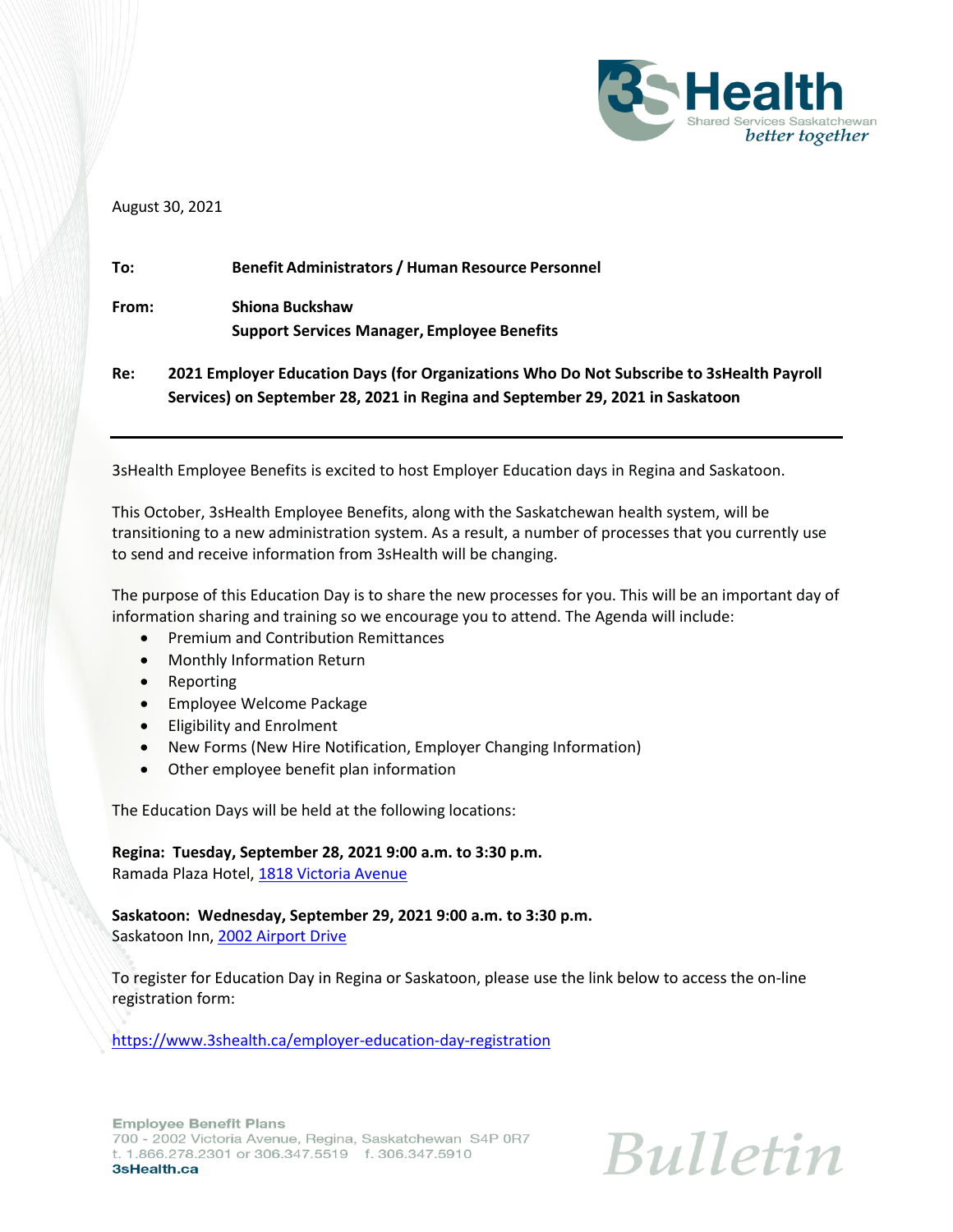August 30, 2021

**To:** **Benefit Administrators / Human Resource Personnel**

**From:** **Shiona Buckshaw**
**Support Services Manager, Employee Benefits**

**Re:** **2021 Employer Education Days (for Organizations Who Do Not Subscribe to 3sHealth Payroll Services) on September 28, 2021 in Regina and September 29, 2021 in Saskatoon**

---

3sHealth Employee Benefits is excited to host Employer Education days in Regina and Saskatoon.

This October, 3sHealth Employee Benefits, along with the Saskatchewan health system, will be transitioning to a new administration system. As a result, a number of processes that you currently use to send and receive information from 3sHealth will be changing.

The purpose of this Education Day is to share the new processes for you. This will be an important day of information sharing and training so we encourage you to attend. The Agenda will include:

- Premium and Contribution Remittances
- Monthly Information Return
- Reporting
- Employee Welcome Package
- Eligibility and Enrolment
- New Forms (New Hire Notification, Employer Changing Information)
- Other employee benefit plan information

The Education Days will be held at the following locations:

**Regina: Tuesday, September 28, 2021 9:00 a.m. to 3:30 p.m.**
Ramada Plaza Hotel, 1818 Victoria Avenue

**Saskatoon: Wednesday, September 29, 2021 9:00 a.m. to 3:30 p.m.**
Saskatoon Inn, 2002 Airport Drive

To register for Education Day in Regina or Saskatoon, please use the link below to access the on-line registration form:

https://www.3shealth.ca/employer-education-day-registration

**Employee Benefit Plans**
700 - 2002 Victoria Avenue, Regina, Saskatchewan S4P 0R7
t. 1.866.278.2301 or 306.347.5519 f. 306.347.5910
**3sHealth.ca**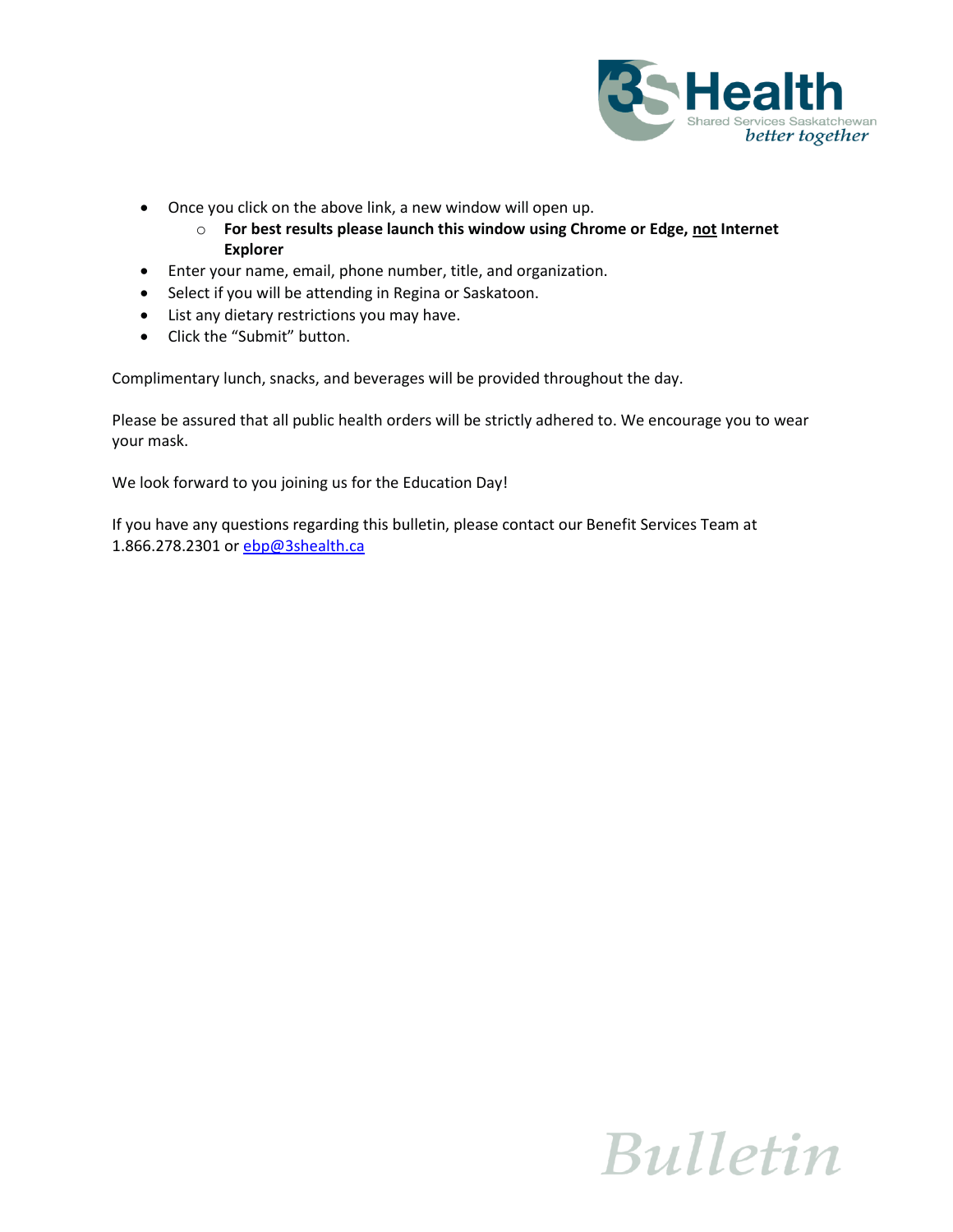- Once you click on the above link, a new window will open up.
  - **For best results please launch this window using Chrome or Edge, <u>not</u> Internet Explorer**
- Enter your name, email, phone number, title, and organization.
- Select if you will be attending in Regina or Saskatoon.
- List any dietary restrictions you may have.
- Click the “Submit” button.

Complimentary lunch, snacks, and beverages will be provided throughout the day.

Please be assured that all public health orders will be strictly adhered to. We encourage you to wear your mask.

We look forward to you joining us for the Education Day!

If you have any questions regarding this bulletin, please contact our Benefit Services Team at 1.866.278.2301 or [ebp@3shealth.ca](mailto:ebp@3shealth.ca)